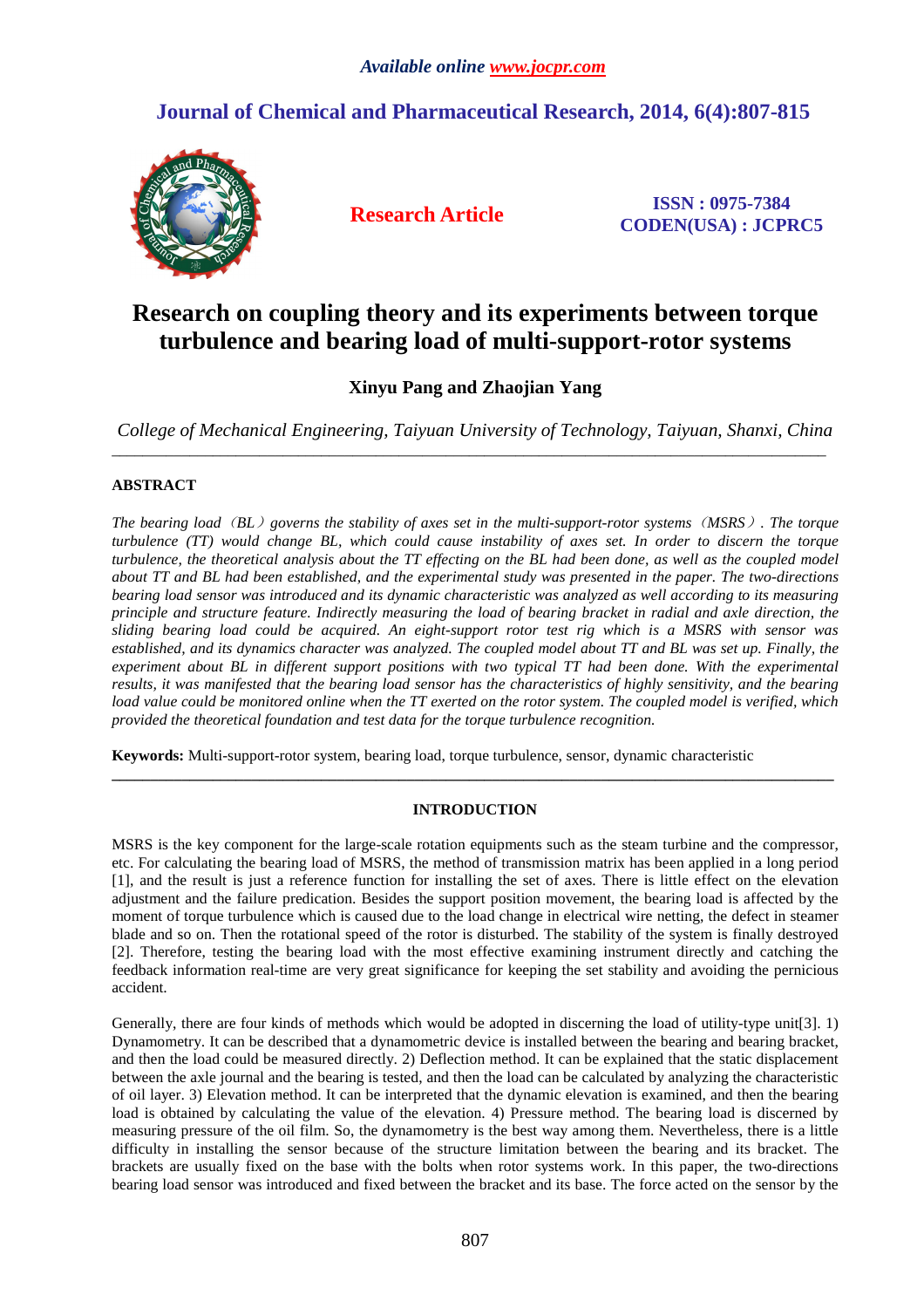# Research on coupling theory and its experiments between torque turbulence and bearing load of multi-support-rotor systems

**Xinyu Pang and Zhaojian Yang**

*College of Mechanical Engineering, Taiyuan University of Technology, Taiyuan, Shanxi, China*

---

## ABSTRACT

*The bearing load（BL）governs the stability of axes set in the multi-support-rotor systems（MSRS）. The torque turbulence (TT) would change BL, which could cause instability of axes set. In order to discern the torque turbulence, the theoretical analysis about the TT effecting on the BL had been done, as well as the coupled model about TT and BL had been established, and the experimental study was presented in the paper. The two-directions bearing load sensor was introduced and its dynamic characteristic was analyzed as well according to its measuring principle and structure feature. Indirectly measuring the load of bearing bracket in radial and axle direction, the sliding bearing load could be acquired. An eight-support rotor test rig which is a MSRS with sensor was established, and its dynamics character was analyzed. The coupled model about TT and BL was set up. Finally, the experiment about BL in different support positions with two typical TT had been done. With the experimental results, it was manifested that the bearing load sensor has the characteristics of highly sensitivity, and the bearing load value could be monitored online when the TT exerted on the rotor system. The coupled model is verified, which provided the theoretical foundation and test data for the torque turbulence recognition.*

**Keywords:** Multi-support-rotor system, bearing load, torque turbulence, sensor, dynamic characteristic

---

## INTRODUCTION

MSRS is the key component for the large-scale rotation equipments such as the steam turbine and the compressor, etc. For calculating the bearing load of MSRS, the method of transmission matrix has been applied in a long period [1], and the result is just a reference function for installing the set of axes. There is little effect on the elevation adjustment and the failure predication. Besides the support position movement, the bearing load is affected by the moment of torque turbulence which is caused due to the load change in electrical wire netting, the defect in steamer blade and so on. Then the rotational speed of the rotor is disturbed. The stability of the system is finally destroyed [2]. Therefore, testing the bearing load with the most effective examining instrument directly and catching the feedback information real-time are very great significance for keeping the set stability and avoiding the pernicious accident.

Generally, there are four kinds of methods which would be adopted in discerning the load of utility-type unit[3]. 1) Dynamometry. It can be described that a dynamometric device is installed between the bearing and bearing bracket, and then the load could be measured directly. 2) Deflection method. It can be explained that the static displacement between the axle journal and the bearing is tested, and then the load can be calculated by analyzing the characteristic of oil layer. 3) Elevation method. It can be interpreted that the dynamic elevation is examined, and then the bearing load is obtained by calculating the value of the elevation. 4) Pressure method. The bearing load is discerned by measuring pressure of the oil film. So, the dynamometry is the best way among them. Nevertheless, there is a little difficulty in installing the sensor because of the structure limitation between the bearing and its bracket. The brackets are usually fixed on the base with the bolts when rotor systems work. In this paper, the two-directions bearing load sensor was introduced and fixed between the bracket and its base. The force acted on the sensor by the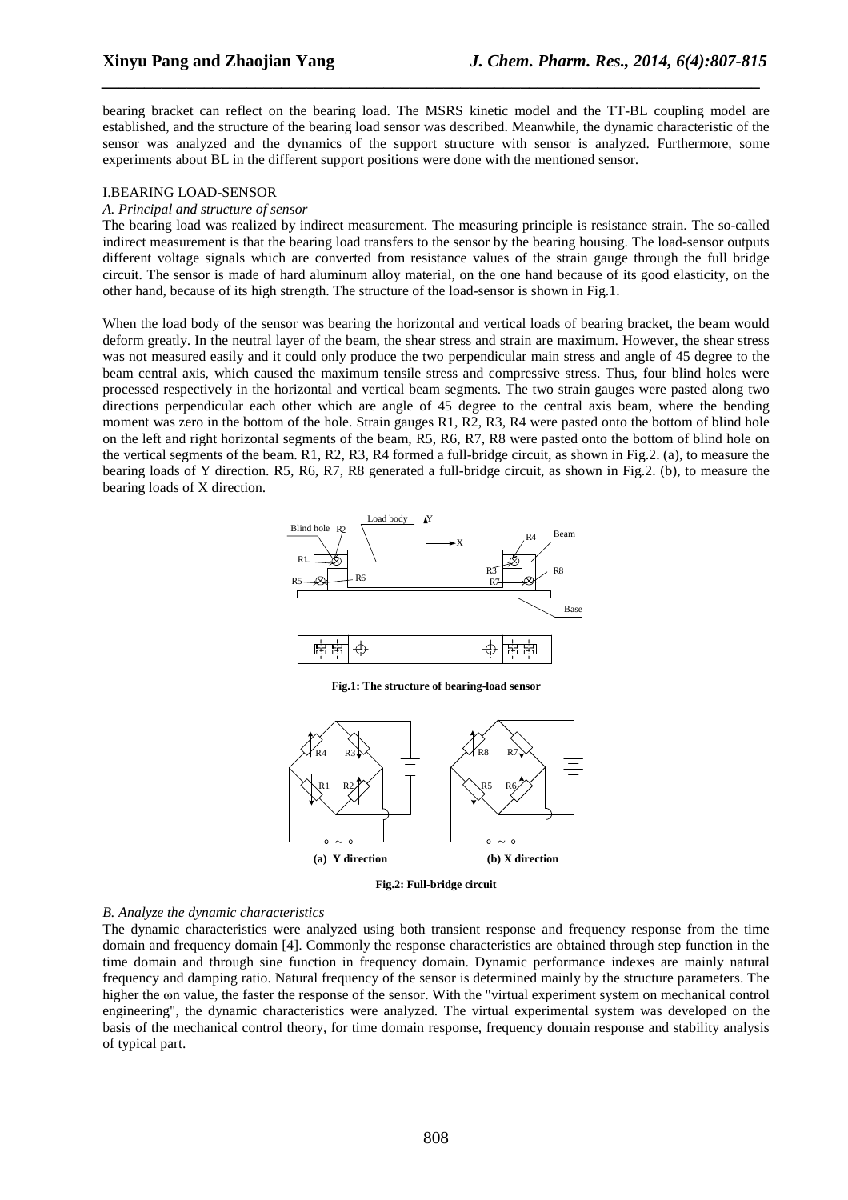bearing bracket can reflect on the bearing load. The MSRS kinetic model and the TT-BL coupling model are established, and the structure of the bearing load sensor was described. Meanwhile, the dynamic characteristic of the sensor was analyzed and the dynamics of the support structure with sensor is analyzed. Furthermore, some experiments about BL in the different support positions were done with the mentioned sensor.

## I.BEARING LOAD-SENSOR

### *A. Principal and structure of sensor*

The bearing load was realized by indirect measurement. The measuring principle is resistance strain. The so-called indirect measurement is that the bearing load transfers to the sensor by the bearing housing. The load-sensor outputs different voltage signals which are converted from resistance values of the strain gauge through the full bridge circuit. The sensor is made of hard aluminum alloy material, on the one hand because of its good elasticity, on the other hand, because of its high strength. The structure of the load-sensor is shown in Fig.1.

When the load body of the sensor was bearing the horizontal and vertical loads of bearing bracket, the beam would deform greatly. In the neutral layer of the beam, the shear stress and strain are maximum. However, the shear stress was not measured easily and it could only produce the two perpendicular main stress and angle of 45 degree to the beam central axis, which caused the maximum tensile stress and compressive stress. Thus, four blind holes were processed respectively in the horizontal and vertical beam segments. The two strain gauges were pasted along two directions perpendicular each other which are angle of 45 degree to the central axis beam, where the bending moment was zero in the bottom of the hole. Strain gauges R1, R2, R3, R4 were pasted onto the bottom of blind hole on the left and right horizontal segments of the beam, R5, R6, R7, R8 were pasted onto the bottom of blind hole on the vertical segments of the beam. R1, R2, R3, R4 formed a full-bridge circuit, as shown in Fig.2. (a), to measure the bearing loads of Y direction. R5, R6, R7, R8 generated a full-bridge circuit, as shown in Fig.2. (b), to measure the bearing loads of X direction.

**Fig.1: The structure of bearing-load sensor**

**(a) Y direction** **(b) X direction**

**Fig.2: Full-bridge circuit**

### *B. Analyze the dynamic characteristics*

The dynamic characteristics were analyzed using both transient response and frequency response from the time domain and frequency domain [4]. Commonly the response characteristics are obtained through step function in the time domain and through sine function in frequency domain. Dynamic performance indexes are mainly natural frequency and damping ratio. Natural frequency of the sensor is determined mainly by the structure parameters. The higher the $\omega_n$ value, the faster the response of the sensor. With the "virtual experiment system on mechanical control engineering", the dynamic characteristics were analyzed. The virtual experimental system was developed on the basis of the mechanical control theory, for time domain response, frequency domain response and stability analysis of typical part.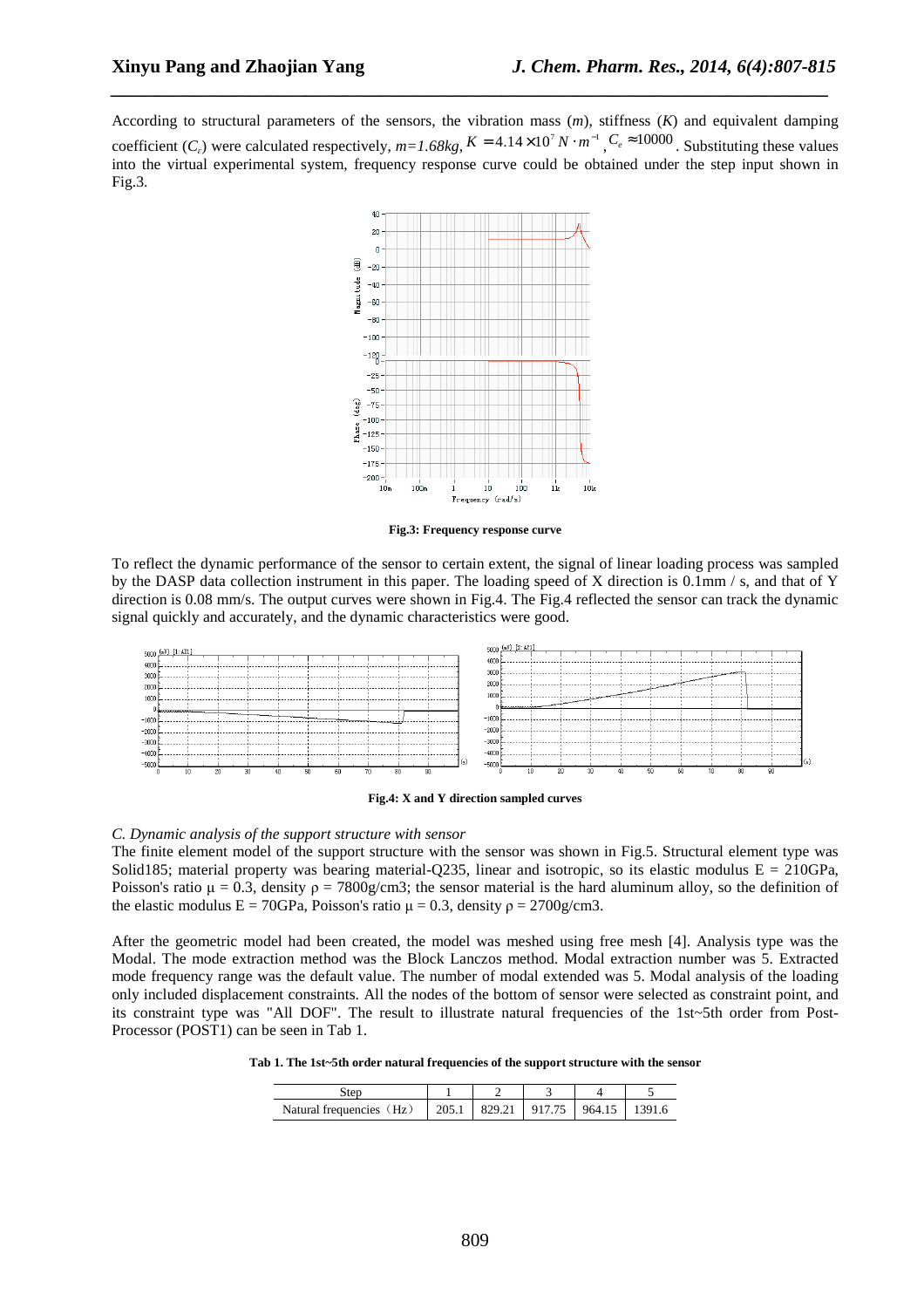According to structural parameters of the sensors, the vibration mass ($m$), stiffness ($K$) and equivalent damping coefficient ($C_e$) were calculated respectively, $m=1.68kg$, $K=4.14\times10^{7}\,N\cdot m^{-1}$, $C_e\approx10000$. Substituting these values into the virtual experimental system, frequency response curve could be obtained under the step input shown in Fig.3.

**Fig.3: Frequency response curve**

To reflect the dynamic performance of the sensor to certain extent, the signal of linear loading process was sampled by the DASP data collection instrument in this paper. The loading speed of X direction is 0.1mm / s, and that of Y direction is 0.08 mm/s. The output curves were shown in Fig.4. The Fig.4 reflected the sensor can track the dynamic signal quickly and accurately, and the dynamic characteristics were good.

**Fig.4: X and Y direction sampled curves**

*C. Dynamic analysis of the support structure with sensor*

The finite element model of the support structure with the sensor was shown in Fig.5. Structural element type was Solid185; material property was bearing material-Q235, linear and isotropic, so its elastic modulus E = 210GPa, Poisson's ratio μ = 0.3, density ρ = 7800g/cm3; the sensor material is the hard aluminum alloy, so the definition of the elastic modulus E = 70GPa, Poisson's ratio μ = 0.3, density ρ = 2700g/cm3.

After the geometric model had been created, the model was meshed using free mesh [4]. Analysis type was the Modal. The mode extraction method was the Block Lanczos method. Modal extraction number was 5. Extracted mode frequency range was the default value. The number of modal extended was 5. Modal analysis of the loading only included displacement constraints. All the nodes of the bottom of sensor were selected as constraint point, and its constraint type was "All DOF". The result to illustrate natural frequencies of the 1st~5th order from Post-Processor (POST1) can be seen in Tab 1.

**Tab 1. The 1st~5th order natural frequencies of the support structure with the sensor**

| Step | 1 | 2 | 3 | 4 | 5 |
|---|---|---|---|---|---|
| Natural frequencies（Hz） | 205.1 | 829.21 | 917.75 | 964.15 | 1391.6 |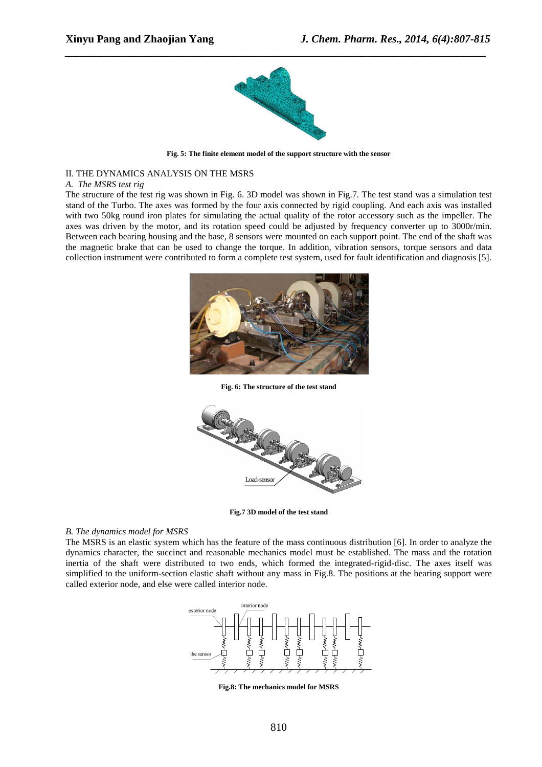Fig. 5: The finite element model of the support structure with the sensor

## II. THE DYNAMICS ANALYSIS ON THE MSRS

### *A. The MSRS test rig*

The structure of the test rig was shown in Fig. 6. 3D model was shown in Fig.7. The test stand was a simulation test stand of the Turbo. The axes was formed by the four axis connected by rigid coupling. And each axis was installed with two 50kg round iron plates for simulating the actual quality of the rotor accessory such as the impeller. The axes was driven by the motor, and its rotation speed could be adjusted by frequency converter up to 3000r/min. Between each bearing housing and the base, 8 sensors were mounted on each support point. The end of the shaft was the magnetic brake that can be used to change the torque. In addition, vibration sensors, torque sensors and data collection instrument were contributed to form a complete test system, used for fault identification and diagnosis [5].

Fig. 6: The structure of the test stand

Load-sensor

Fig.7 3D model of the test stand

### *B. The dynamics model for MSRS*

The MSRS is an elastic system which has the feature of the mass continuous distribution [6]. In order to analyze the dynamics character, the succinct and reasonable mechanics model must be established. The mass and the rotation inertia of the shaft were distributed to two ends, which formed the integrated-rigid-disc. The axes itself was simplified to the uniform-section elastic shaft without any mass in Fig.8. The positions at the bearing support were called exterior node, and else were called interior node.

exterior node

interior node

the sensor

Fig.8: The mechanics model for MSRS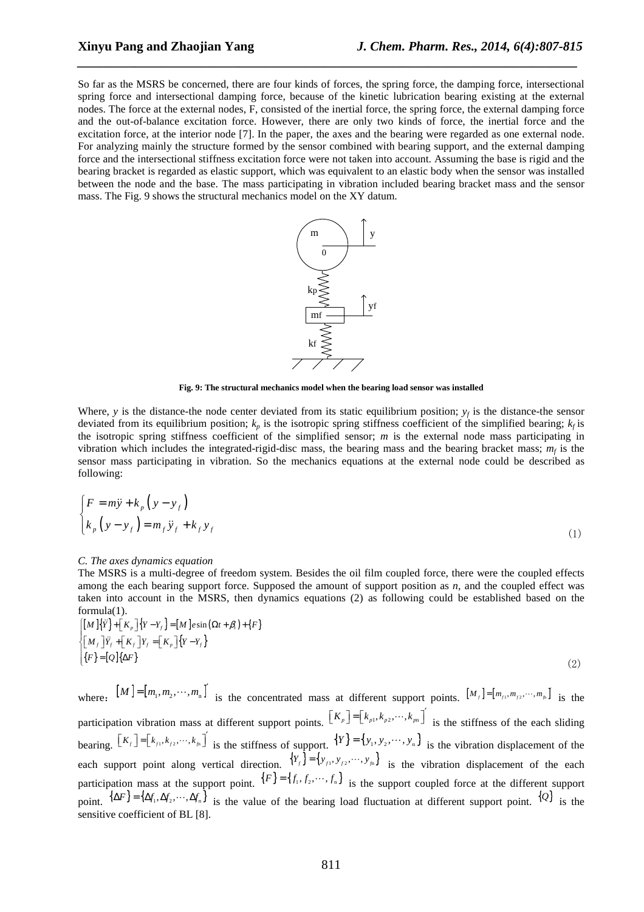So far as the MSRS be concerned, there are four kinds of forces, the spring force, the damping force, intersectional spring force and intersectional damping force, because of the kinetic lubrication bearing existing at the external nodes. The force at the external nodes, F, consisted of the inertial force, the spring force, the external damping force and the out-of-balance excitation force. However, there are only two kinds of force, the inertial force and the excitation force, at the interior node [7]. In the paper, the axes and the bearing were regarded as one external node. For analyzing mainly the structure formed by the sensor combined with bearing support, and the external damping force and the intersectional stiffness excitation force were not taken into account. Assuming the base is rigid and the bearing bracket is regarded as elastic support, which was equivalent to an elastic body when the sensor was installed between the node and the base. The mass participating in vibration included bearing bracket mass and the sensor mass. The Fig. 9 shows the structural mechanics model on the XY datum.

**Fig. 9: The structural mechanics model when the bearing load sensor was installed**

Where, $y$ is the distance-the node center deviated from its static equilibrium position; $y_f$ is the distance-the sensor deviated from its equilibrium position; $k_p$ is the isotropic spring stiffness coefficient of the simplified bearing; $k_f$ is the isotropic spring stiffness coefficient of the simplified sensor; $m$ is the external node mass participating in vibration which includes the integrated-rigid-disc mass, the bearing mass and the bearing bracket mass; $m_f$ is the sensor mass participating in vibration. So the mechanics equations at the external node could be described as following:

$$\begin{cases} F = m\ddot{y} + k_p\left(y - y_f\right) \\ k_p\left(y - y_f\right) = m_f\ddot{y}_f + k_f y_f \end{cases} \tag{1}$$

*C. The axes dynamics equation*

The MSRS is a multi-degree of freedom system. Besides the oil film coupled force, there were the coupled effects among the each bearing support force. Supposed the amount of support position as $n$, and the coupled effect was taken into account in the MSRS, then dynamics equations (2) as following could be established based on the formula(1).

$$\begin{cases} [M]\{\ddot{Y}\} + [K_p]\{Y - Y_f\} = [M]e\sin(\Omega t + \beta_i) + \{F\} \\ [M_f]\ddot{Y}_f + [K_f]Y_f = [K_p]\{Y - Y_f\} \\ \{F\} = [Q]\{\Delta F\} \end{cases} \tag{2}$$

where: $[M] = [m_1, m_2, \cdots, m_n]'$ is the concentrated mass at different support points. $[M_f] = [m_{f1}, m_{f2}, \cdots, m_{fn}]$ is the participation vibration mass at different support points. $[K_p] = [k_{p1}, k_{p2}, \cdots, k_{pn}]'$ is the stiffness of the each sliding bearing. $[K_f] = [k_{f1}, k_{f2}, \cdots, k_{fn}]'$ is the stiffness of support. $\{Y\} = \{y_1, y_2, \cdots, y_n\}$ is the vibration displacement of the each support point along vertical direction. $\{Y_f\} = \{y_{f1}, y_{f2}, \cdots, y_{fn}\}$ is the vibration displacement of the each participation mass at the support point. $\{F\} = \{f_1, f_2, \cdots, f_n\}$ is the support coupled force at the different support point. $\{\Delta F\} = \{\Delta f_1, \Delta f_2, \cdots, \Delta f_n\}$ is the value of the bearing load fluctuation at different support point. $\{Q\}$ is the sensitive coefficient of BL [8].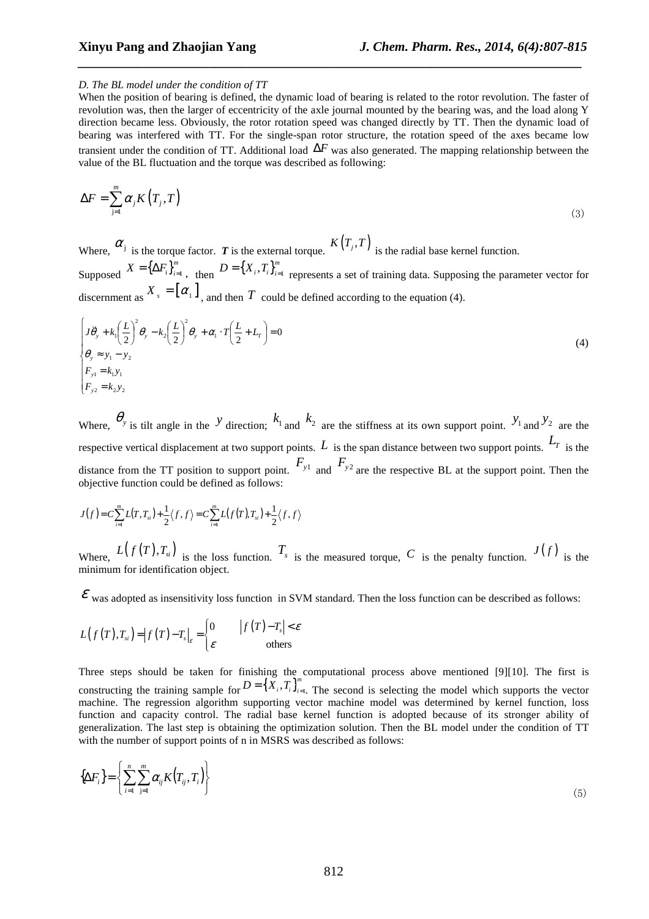*D. The BL model under the condition of TT*

When the position of bearing is defined, the dynamic load of bearing is related to the rotor revolution. The faster of revolution was, then the larger of eccentricity of the axle journal mounted by the bearing was, and the load along Y direction became less. Obviously, the rotor rotation speed was changed directly by TT. Then the dynamic load of bearing was interfered with TT. For the single-span rotor structure, the rotation speed of the axes became low transient under the condition of TT. Additional load $\Delta F$ was also generated. The mapping relationship between the value of the BL fluctuation and the torque was described as following:

$$\Delta F = \sum_{j=1}^{m} \alpha_j K\left(T_j, T\right) \tag{3}$$

Where, $\alpha_j$ is the torque factor. $\boldsymbol{T}$ is the external torque. $K\left(T_j, T\right)$ is the radial base kernel function.

Supposed $X = \{\Delta F_i\}_{i=1}^{m}$, then $D = \{X_i, T_i\}_{i=1}^{m}$ represents a set of training data. Supposing the parameter vector for discernment as $X_s = [\alpha_1]$, and then $T$ could be defined according to the equation (4).

$$\begin{cases} J\ddot{\theta}_y + k_1\left(\dfrac{L}{2}\right)^2 \theta_y - k_2\left(\dfrac{L}{2}\right)^2 \theta_y + \alpha_1 \cdot T\left(\dfrac{L}{2} + L_T\right) = 0 \\ \theta_y \approx y_1 - y_2 \\ F_{y1} = k_1 y_1 \\ F_{y2} = k_2 y_2 \end{cases} \tag{4}$$

Where, $\theta_y$ is tilt angle in the $y$ direction; $k_1$ and $k_2$ are the stiffness at its own support point. $y_1$ and $y_2$ are the respective vertical displacement at two support points. $L$ is the span distance between two support points. $L_T$ is the distance from the TT position to support point. $F_{y1}$ and $F_{y2}$ are the respective BL at the support point. Then the objective function could be defined as follows:

$$J(f) = C\sum_{i=1}^{m} L(T, T_{si}) + \frac{1}{2}\langle f, f\rangle = C\sum_{i=1}^{m} L(f(T), T_{si}) + \frac{1}{2}\langle f, f\rangle$$

Where, $L\left(f\left(T\right), T_{si}\right)$ is the loss function. $T_s$ is the measured torque, $C$ is the penalty function. $J\left(f\right)$ is the minimum for identification object.

$\varepsilon$ was adopted as insensitivity loss function in SVM standard. Then the loss function can be described as follows:

$$L\left(f\left(T\right), T_{si}\right) = \left|f\left(T\right) - T_s\right|_{\varepsilon} = \begin{cases} 0 & \left|f\left(T\right) - T_s\right| < \varepsilon \\ \varepsilon & \text{others} \end{cases}$$

Three steps should be taken for finishing the computational process above mentioned [9][10]. The first is constructing the training sample for $D = \{X_i, T_i\}_{i=1}^{m}$. The second is selecting the model which supports the vector machine. The regression algorithm supporting vector machine model was determined by kernel function, loss function and capacity control. The radial base kernel function is adopted because of its stronger ability of generalization. The last step is obtaining the optimization solution. Then the BL model under the condition of TT with the number of support points of n in MSRS was described as follows:

$$\{\Delta F_i\} = \left\{\sum_{i=1}^{n}\sum_{j=1}^{m} \alpha_{ij} K\left(T_{ij}, T_i\right)\right\} \tag{5}$$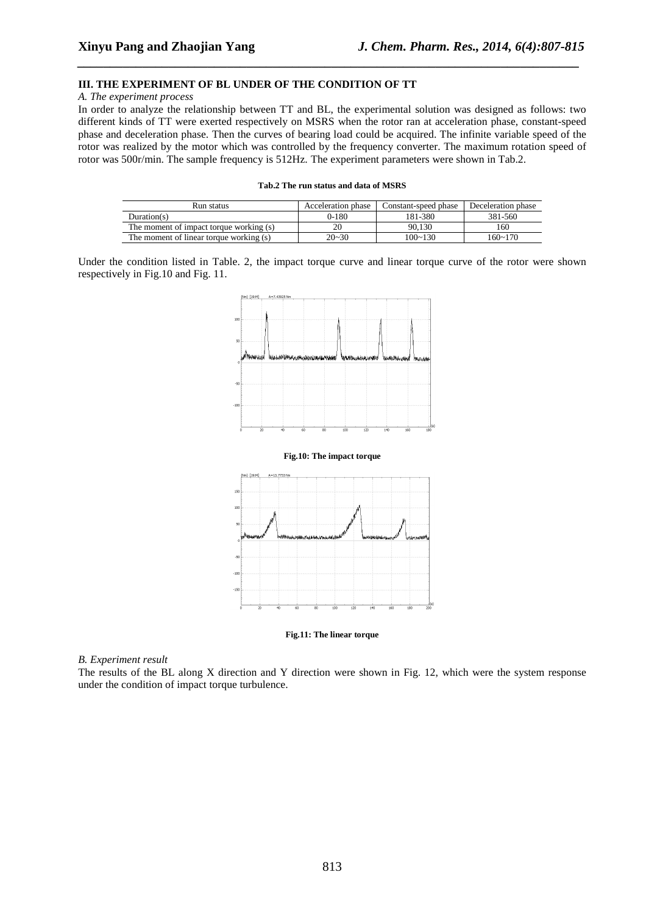### III. THE EXPERIMENT OF BL UNDER OF THE CONDITION OF TT

*A. The experiment process*

In order to analyze the relationship between TT and BL, the experimental solution was designed as follows: two different kinds of TT were exerted respectively on MSRS when the rotor ran at acceleration phase, constant-speed phase and deceleration phase. Then the curves of bearing load could be acquired. The infinite variable speed of the rotor was realized by the motor which was controlled by the frequency converter. The maximum rotation speed of rotor was 500r/min. The sample frequency is 512Hz. The experiment parameters were shown in Tab.2.

**Tab.2 The run status and data of MSRS**

| Run status | Acceleration phase | Constant-speed phase | Deceleration phase |
|---|---|---|---|
| Duration(s) | 0-180 | 181-380 | 381-560 |
| The moment of impact torque working (s) | 20 | 90,130 | 160 |
| The moment of linear torque working (s) | 20~30 | 100~130 | 160~170 |

Under the condition listed in Table. 2, the impact torque curve and linear torque curve of the rotor were shown respectively in Fig.10 and Fig. 11.

**Fig.10: The impact torque**

**Fig.11: The linear torque**

*B. Experiment result*

The results of the BL along X direction and Y direction were shown in Fig. 12, which were the system response under the condition of impact torque turbulence.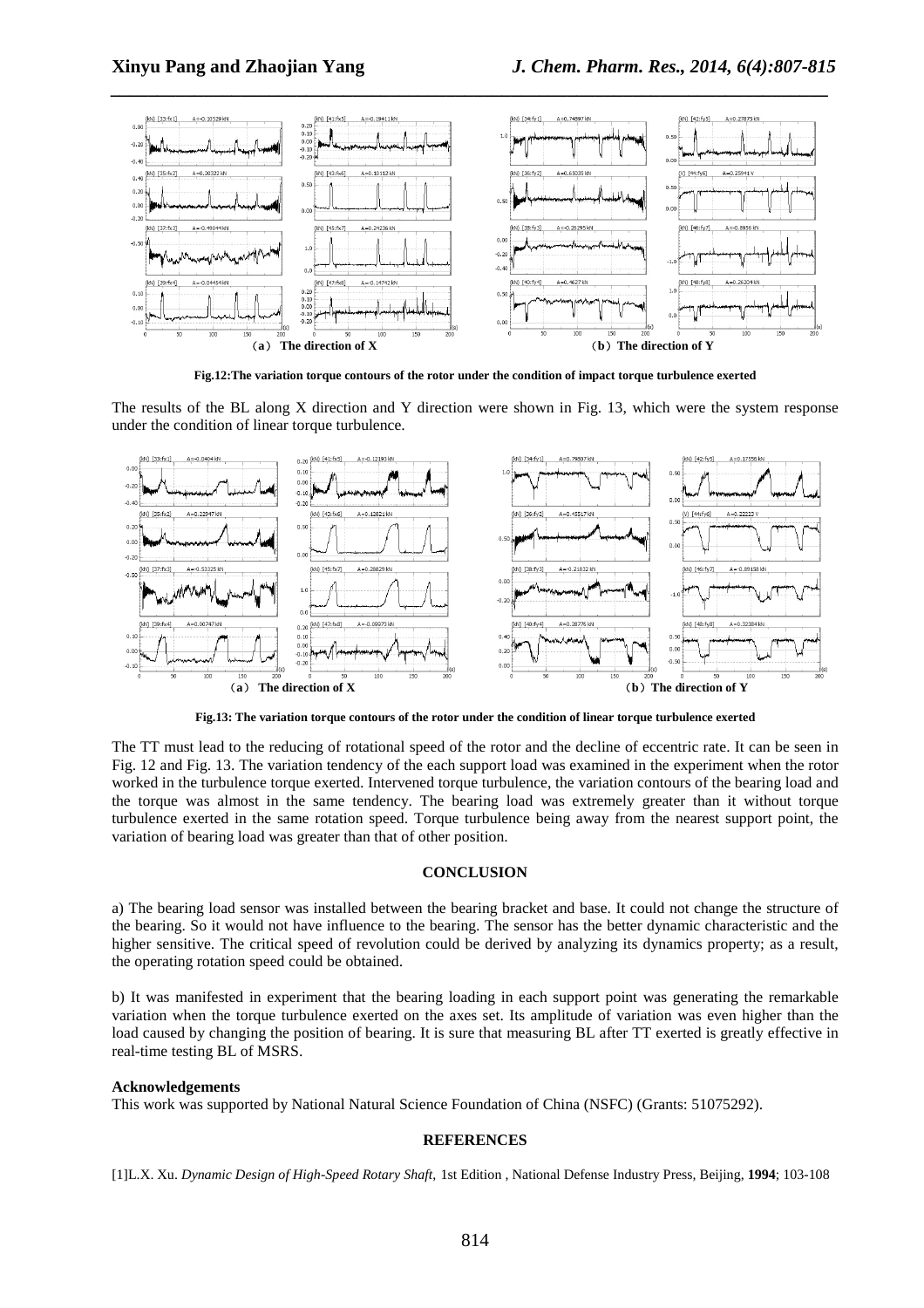(a) The direction of X (b) The direction of Y

**Fig.12:The variation torque contours of the rotor under the condition of impact torque turbulence exerted**

The results of the BL along X direction and Y direction were shown in Fig. 13, which were the system response under the condition of linear torque turbulence.

(a) The direction of X (b) The direction of Y

**Fig.13: The variation torque contours of the rotor under the condition of linear torque turbulence exerted**

The TT must lead to the reducing of rotational speed of the rotor and the decline of eccentric rate. It can be seen in Fig. 12 and Fig. 13. The variation tendency of the each support load was examined in the experiment when the rotor worked in the turbulence torque exerted. Intervened torque turbulence, the variation contours of the bearing load and the torque was almost in the same tendency. The bearing load was extremely greater than it without torque turbulence exerted in the same rotation speed. Torque turbulence being away from the nearest support point, the variation of bearing load was greater than that of other position.

## CONCLUSION

a) The bearing load sensor was installed between the bearing bracket and base. It could not change the structure of the bearing. So it would not have influence to the bearing. The sensor has the better dynamic characteristic and the higher sensitive. The critical speed of revolution could be derived by analyzing its dynamics property; as a result, the operating rotation speed could be obtained.

b) It was manifested in experiment that the bearing loading in each support point was generating the remarkable variation when the torque turbulence exerted on the axes set. Its amplitude of variation was even higher than the load caused by changing the position of bearing. It is sure that measuring BL after TT exerted is greatly effective in real-time testing BL of MSRS.

**Acknowledgements**

This work was supported by National Natural Science Foundation of China (NSFC) (Grants: 51075292).

## REFERENCES

[1]L.X. Xu. *Dynamic Design of High-Speed Rotary Shaft,* 1st Edition , National Defense Industry Press, Beijing, **1994**; 103-108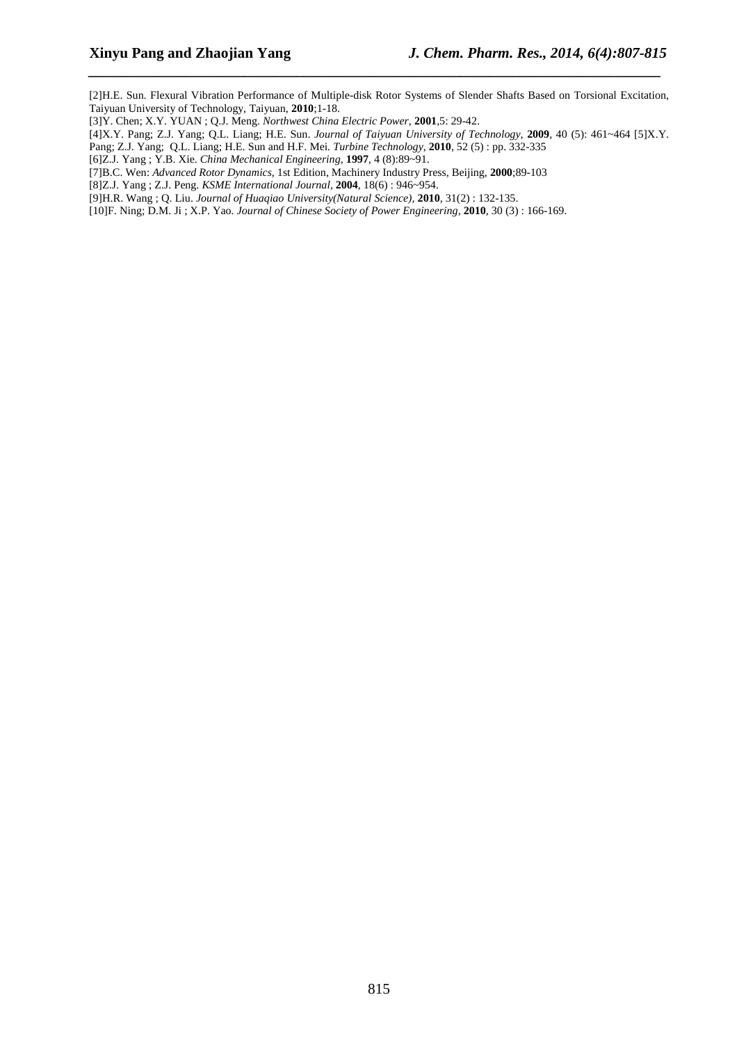[2]H.E. Sun. Flexural Vibration Performance of Multiple-disk Rotor Systems of Slender Shafts Based on Torsional Excitation, Taiyuan University of Technology, Taiyuan, **2010**;1-18.

[3]Y. Chen; X.Y. YUAN ; Q.J. Meng. *Northwest China Electric Power*, **2001**,5: 29-42.

[4]X.Y. Pang; Z.J. Yang; Q.L. Liang; H.E. Sun. *Journal of Taiyuan University of Technology*, **2009**, 40 (5): 461~464 [5]X.Y. Pang; Z.J. Yang; Q.L. Liang; H.E. Sun and H.F. Mei. *Turbine Technology*, **2010**, 52 (5) : pp. 332-335

[6]Z.J. Yang ; Y.B. Xie. *China Mechanical Engineering*, **1997**, 4 (8):89~91.

[7]B.C. Wen: *Advanced Rotor Dynamics*, 1st Edition, Machinery Industry Press, Beijing, **2000**;89-103

[8]Z.J. Yang ; Z.J. Peng. *KSME International Journal*, **2004**, 18(6) : 946~954.

[9]H.R. Wang ; Q. Liu. *Journal of Huaqiao University(Natural Science)*, **2010**, 31(2) : 132-135.

[10]F. Ning; D.M. Ji ; X.P. Yao. *Journal of Chinese Society of Power Engineering*, **2010**, 30 (3) : 166-169.